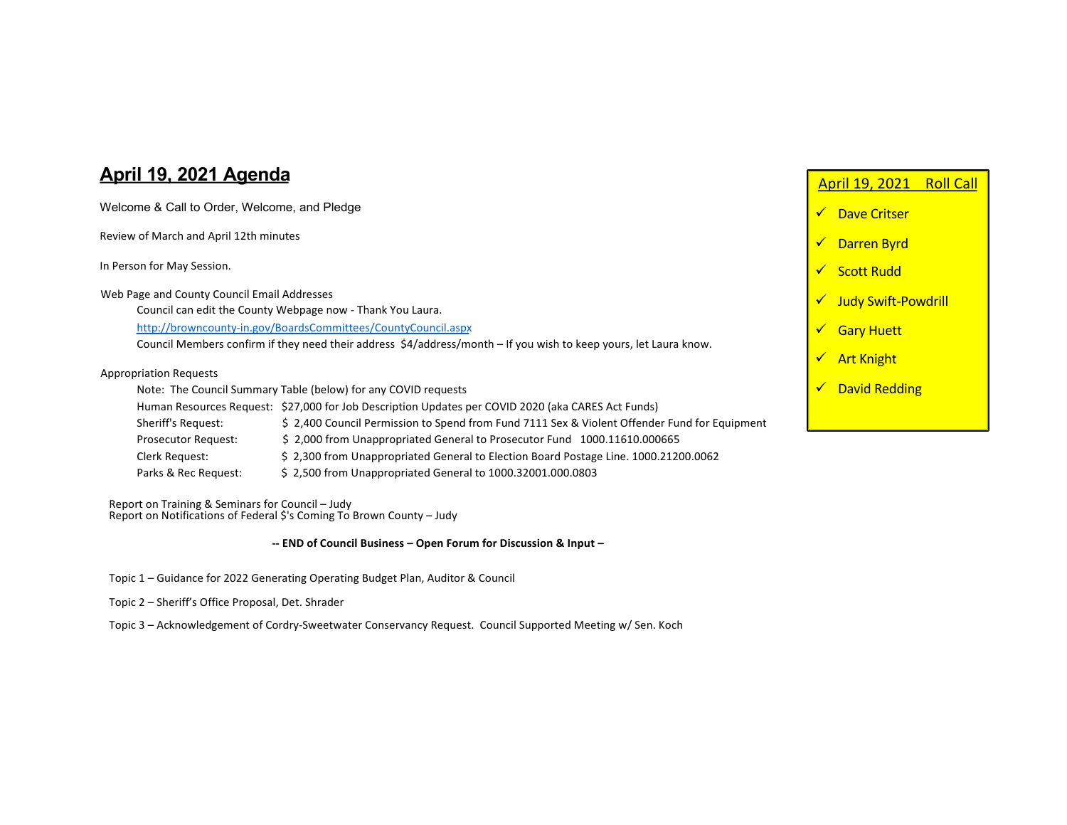# April 19, 2021 Agenda

Welcome & Call to Order, Welcome, and Pledge

Review of March and April 12th minutes

In Person for May Session.

Web Page and County Council Email Addresses

- Council can edit the County Webpage now - Thank You Laura.
- http://browncounty-in.gov/BoardsCommittees/CountyCouncil.aspx
- Council Members confirm if they need their address $4/address/month – If you wish to keep yours, let Laura know.

Appropriation Requests

Note: The Council Summary Table (below) for any COVID requests

| Request | Details |
|---|---|
| Human Resources Request: | $27,000 for Job Description Updates per COVID 2020 (aka CARES Act Funds) |
| Sheriff's Request: | $ 2,400 Council Permission to Spend from Fund 7111 Sex & Violent Offender Fund for Equipment |
| Prosecutor Request: | $ 2,000 from Unappropriated General to Prosecutor Fund 1000.11610.000665 |
| Clerk Request: | $ 2,300 from Unappropriated General to Election Board Postage Line. 1000.21200.0062 |
| Parks & Rec Request: | $ 2,500 from Unappropriated General to 1000.32001.000.0803 |

Report on Training & Seminars for Council – Judy
Report on Notifications of Federal $'s Coming To Brown County – Judy

**-- END of Council Business – Open Forum for Discussion & Input –**

Topic 1 – Guidance for 2022 Generating Operating Budget Plan, Auditor & Council

Topic 2 – Sheriff's Office Proposal, Det. Shrader

Topic 3 – Acknowledgement of Cordry-Sweetwater Conservancy Request. Council Supported Meeting w/ Sen. Koch

## April 19, 2021 Roll Call

- ✓ Dave Critser
- ✓ Darren Byrd
- ✓ Scott Rudd
- ✓ Judy Swift-Powdrill
- ✓ Gary Huett
- ✓ Art Knight
- ✓ David Redding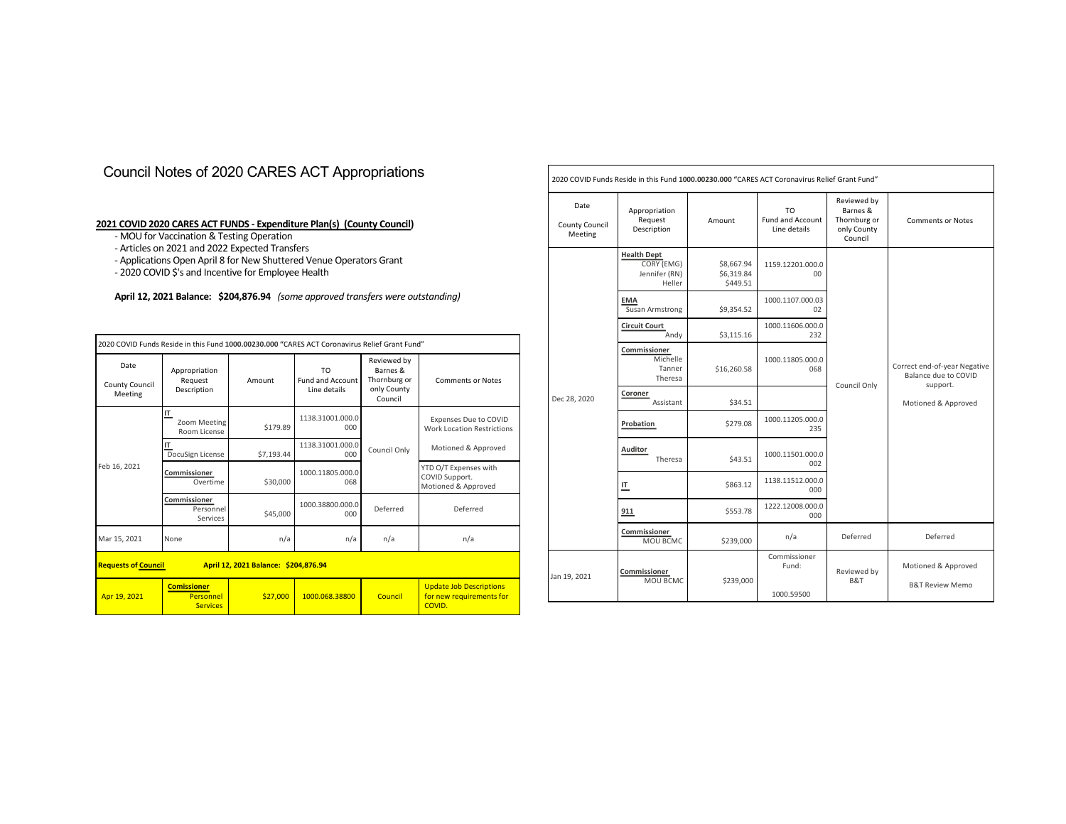# Council Notes of 2020 CARES ACT Appropriations

**2021 COVID 2020 CARES ACT FUNDS - Expenditure Plan(s) (County Council)**

- MOU for Vaccination & Testing Operation
- Articles on 2021 and 2022 Expected Transfers
- Applications Open April 8 for New Shuttered Venue Operators Grant
- 2020 COVID $'s and Incentive for Employee Health

**April 12, 2021 Balance: $204,876.94** *(some approved transfers were outstanding)*

2020 COVID Funds Reside in this Fund **1000.00230.000** "CARES ACT Coronavirus Relief Grant Fund"

| Date<br>County Council Meeting | Appropriation Request Description | Amount | TO Fund and Account Line details | Reviewed by Barnes & Thornburg or only County Council | Comments or Notes |
|---|---|---|---|---|---|
| Feb 16, 2021 | **IT**<br>Zoom Meeting Room License | $179.89 | 1138.31001.000.0000 | Council Only | Expenses Due to COVID Work Location Restrictions<br>Motioned & Approved |
| | **IT**<br>DocuSign License | $7,193.44 | 1138.31001.000.0000 | | |
| | **Commissioner**<br>Overtime | $30,000 | 1000.11805.000.0068 | | YTD O/T Expenses with COVID Support.<br>Motioned & Approved |
| | **Commissioner**<br>Personnel Services | $45,000 | 1000.38800.000.0000 | Deferred | Deferred |
| Mar 15, 2021 | None | n/a | n/a | n/a | n/a |
| **Requests of Council** | **April 12, 2021 Balance: $204,876.94** | | | | |
| Apr 19, 2021 | **Comissioner**<br>Personnel Services | $27,000 | 1000.068.38800 | Council | Update Job Descriptions for new requirements for COVID. |

2020 COVID Funds Reside in this Fund **1000.00230.000** "CARES ACT Coronavirus Relief Grant Fund"

| Date<br>County Council Meeting | Appropriation Request Description | Amount | TO Fund and Account Line details | Reviewed by Barnes & Thornburg or only County Council | Comments or Notes |
|---|---|---|---|---|---|
| Dec 28, 2020 | **Health Dept**<br>CORY (EMG)<br>Jennifer (RN)<br>Heller | $8,667.94<br>$6,319.84<br>$449.51 | 1159.12201.000.000 | Council Only | Correct end-of-year Negative Balance due to COVID support.<br>Motioned & Approved |
| | **EMA**<br>Susan Armstrong | $9,354.52 | 1000.1107.000.0302 | | |
| | **Circuit Court**<br>Andy | $3,115.16 | 1000.11606.000.0232 | | |
| | **Commissioner**<br>Michelle<br>Tanner<br>Theresa | $16,260.58 | 1000.11805.000.0068 | | |
| | **Coroner**<br>Assistant | $34.51 | | | |
| | **Probation** | $279.08 | 1000.11205.000.0235 | | |
| | **Auditor**<br>Theresa | $43.51 | 1000.11501.000.0002 | | |
| | **IT** | $863.12 | 1138.11512.000.0000 | | |
| | **911** | $553.78 | 1222.12008.000.0000 | | |
| | **Commissioner**<br>MOU BCMC | $239,000 | n/a | Deferred | Deferred |
| Jan 19, 2021 | **Commissioner**<br>MOU BCMC | $239,000 | Commissioner Fund:<br>1000.59500 | Reviewed by B&T | Motioned & Approved<br>B&T Review Memo |